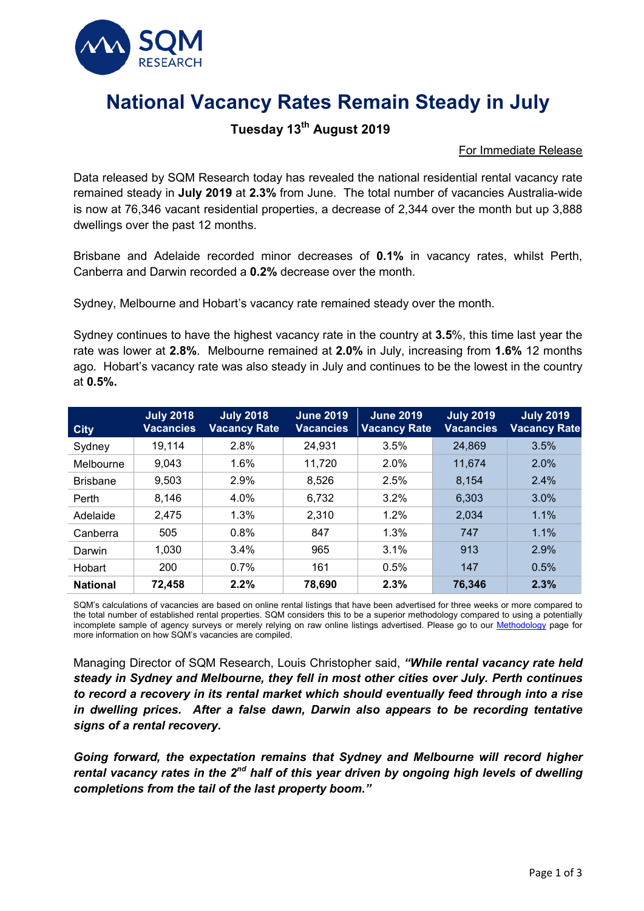# National Vacancy Rates Remain Steady in July

**Tuesday 13th August 2019**

For Immediate Release

Data released by SQM Research today has revealed the national residential rental vacancy rate remained steady in **July 2019** at **2.3%** from June. The total number of vacancies Australia-wide is now at 76,346 vacant residential properties, a decrease of 2,344 over the month but up 3,888 dwellings over the past 12 months.

Brisbane and Adelaide recorded minor decreases of **0.1%** in vacancy rates, whilst Perth, Canberra and Darwin recorded a **0.2%** decrease over the month.

Sydney, Melbourne and Hobart's vacancy rate remained steady over the month.

Sydney continues to have the highest vacancy rate in the country at **3.5**%, this time last year the rate was lower at **2.8%**. Melbourne remained at **2.0%** in July, increasing from **1.6%** 12 months ago. Hobart's vacancy rate was also steady in July and continues to be the lowest in the country at **0.5%.**

| City | July 2018 Vacancies | July 2018 Vacancy Rate | June 2019 Vacancies | June 2019 Vacancy Rate | July 2019 Vacancies | July 2019 Vacancy Rate |
|---|---|---|---|---|---|---|
| Sydney | 19,114 | 2.8% | 24,931 | 3.5% | 24,869 | 3.5% |
| Melbourne | 9,043 | 1.6% | 11,720 | 2.0% | 11,674 | 2.0% |
| Brisbane | 9,503 | 2.9% | 8,526 | 2.5% | 8,154 | 2.4% |
| Perth | 8,146 | 4.0% | 6,732 | 3.2% | 6,303 | 3.0% |
| Adelaide | 2,475 | 1.3% | 2,310 | 1.2% | 2,034 | 1.1% |
| Canberra | 505 | 0.8% | 847 | 1.3% | 747 | 1.1% |
| Darwin | 1,030 | 3.4% | 965 | 3.1% | 913 | 2.9% |
| Hobart | 200 | 0.7% | 161 | 0.5% | 147 | 0.5% |
| **National** | **72,458** | **2.2%** | **78,690** | **2.3%** | **76,346** | **2.3%** |

SQM's calculations of vacancies are based on online rental listings that have been advertised for three weeks or more compared to the total number of established rental properties. SQM considers this to be a superior methodology compared to using a potentially incomplete sample of agency surveys or merely relying on raw online listings advertised. Please go to our Methodology page for more information on how SQM's vacancies are compiled.

Managing Director of SQM Research, Louis Christopher said, ***"While rental vacancy rate held steady in Sydney and Melbourne, they fell in most other cities over July. Perth continues to record a recovery in its rental market which should eventually feed through into a rise in dwelling prices. After a false dawn, Darwin also appears to be recording tentative signs of a rental recovery.***

***Going forward, the expectation remains that Sydney and Melbourne will record higher rental vacancy rates in the 2nd half of this year driven by ongoing high levels of dwelling completions from the tail of the last property boom."***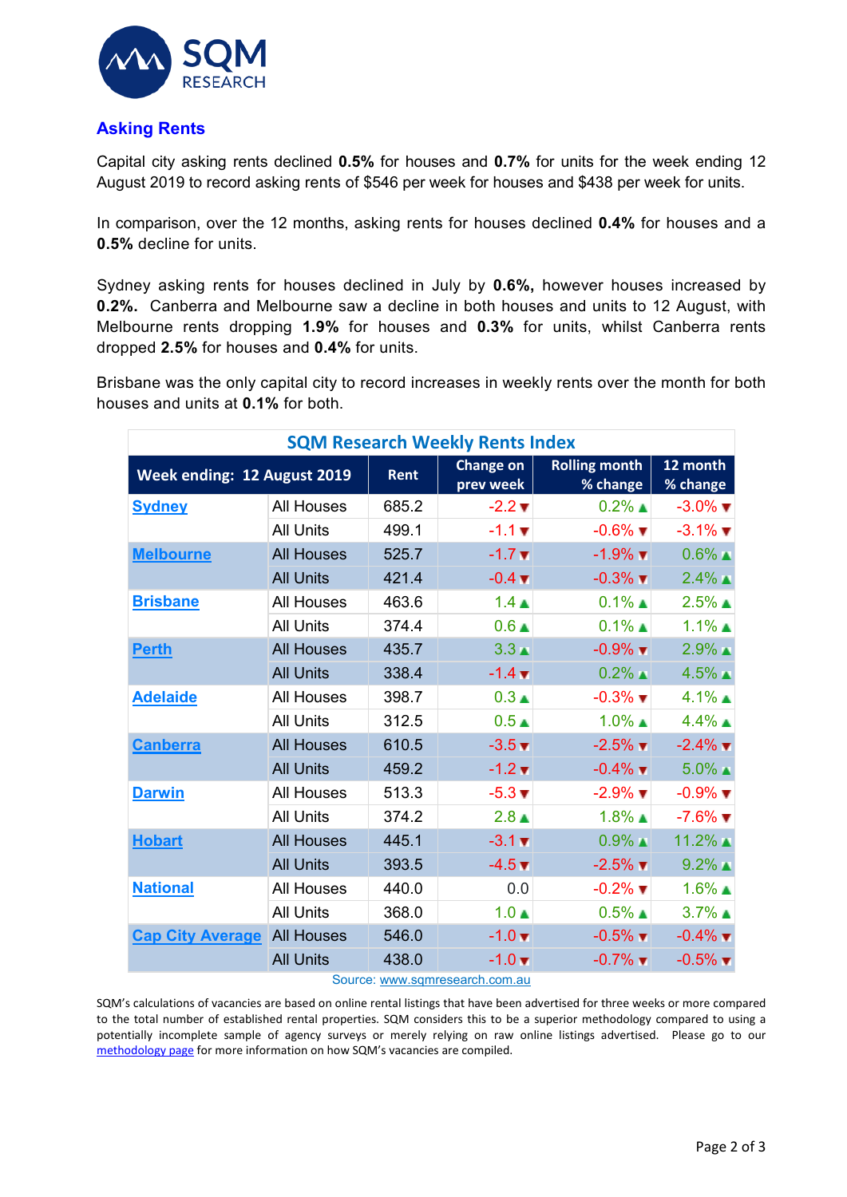## Asking Rents

Capital city asking rents declined **0.5%** for houses and **0.7%** for units for the week ending 12 August 2019 to record asking rents of $546 per week for houses and $438 per week for units.

In comparison, over the 12 months, asking rents for houses declined **0.4%** for houses and a **0.5%** decline for units.

Sydney asking rents for houses declined in July by **0.6%,** however houses increased by **0.2%.** Canberra and Melbourne saw a decline in both houses and units to 12 August, with Melbourne rents dropping **1.9%** for houses and **0.3%** for units, whilst Canberra rents dropped **2.5%** for houses and **0.4%** for units.

Brisbane was the only capital city to record increases in weekly rents over the month for both houses and units at **0.1%** for both.

**SQM Research Weekly Rents Index**

| Week ending: 12 August 2019 | | Rent | Change on prev week | Rolling month % change | 12 month % change |
|---|---|---|---|---|---|
| Sydney | All Houses | 685.2 | -2.2 ▼ | 0.2% ▲ | -3.0% ▼ |
| | All Units | 499.1 | -1.1 ▼ | -0.6% ▼ | -3.1% ▼ |
| Melbourne | All Houses | 525.7 | -1.7 ▼ | -1.9% ▼ | 0.6% ▲ |
| | All Units | 421.4 | -0.4 ▼ | -0.3% ▼ | 2.4% ▲ |
| Brisbane | All Houses | 463.6 | 1.4 ▲ | 0.1% ▲ | 2.5% ▲ |
| | All Units | 374.4 | 0.6 ▲ | 0.1% ▲ | 1.1% ▲ |
| Perth | All Houses | 435.7 | 3.3 ▲ | -0.9% ▼ | 2.9% ▲ |
| | All Units | 338.4 | -1.4 ▼ | 0.2% ▲ | 4.5% ▲ |
| Adelaide | All Houses | 398.7 | 0.3 ▲ | -0.3% ▼ | 4.1% ▲ |
| | All Units | 312.5 | 0.5 ▲ | 1.0% ▲ | 4.4% ▲ |
| Canberra | All Houses | 610.5 | -3.5 ▼ | -2.5% ▼ | -2.4% ▼ |
| | All Units | 459.2 | -1.2 ▼ | -0.4% ▼ | 5.0% ▲ |
| Darwin | All Houses | 513.3 | -5.3 ▼ | -2.9% ▼ | -0.9% ▼ |
| | All Units | 374.2 | 2.8 ▲ | 1.8% ▲ | -7.6% ▼ |
| Hobart | All Houses | 445.1 | -3.1 ▼ | 0.9% ▲ | 11.2% ▲ |
| | All Units | 393.5 | -4.5 ▼ | -2.5% ▼ | 9.2% ▲ |
| National | All Houses | 440.0 | 0.0 | -0.2% ▼ | 1.6% ▲ |
| | All Units | 368.0 | 1.0 ▲ | 0.5% ▲ | 3.7% ▲ |
| Cap City Average | All Houses | 546.0 | -1.0 ▼ | -0.5% ▼ | -0.4% ▼ |
| | All Units | 438.0 | -1.0 ▼ | -0.7% ▼ | -0.5% ▼ |

Source: www.sqmresearch.com.au

SQM's calculations of vacancies are based on online rental listings that have been advertised for three weeks or more compared to the total number of established rental properties. SQM considers this to be a superior methodology compared to using a potentially incomplete sample of agency surveys or merely relying on raw online listings advertised. Please go to our methodology page for more information on how SQM's vacancies are compiled.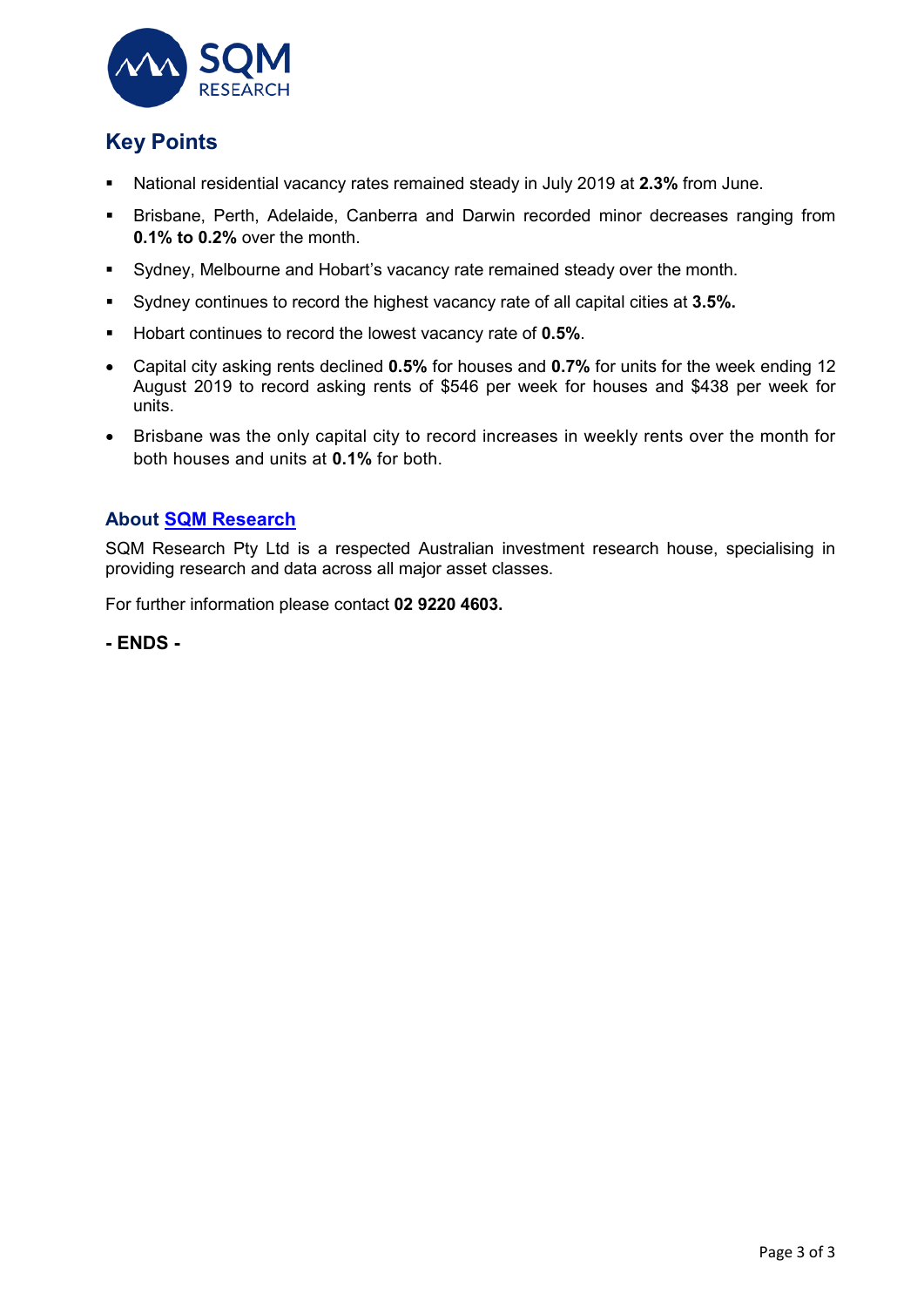## Key Points

- National residential vacancy rates remained steady in July 2019 at **2.3%** from June.
- Brisbane, Perth, Adelaide, Canberra and Darwin recorded minor decreases ranging from **0.1% to 0.2%** over the month.
- Sydney, Melbourne and Hobart's vacancy rate remained steady over the month.
- Sydney continues to record the highest vacancy rate of all capital cities at **3.5%.**
- Hobart continues to record the lowest vacancy rate of **0.5%**.
- Capital city asking rents declined **0.5%** for houses and **0.7%** for units for the week ending 12 August 2019 to record asking rents of $546 per week for houses and $438 per week for units.
- Brisbane was the only capital city to record increases in weekly rents over the month for both houses and units at **0.1%** for both.

### About SQM Research

SQM Research Pty Ltd is a respected Australian investment research house, specialising in providing research and data across all major asset classes.

For further information please contact **02 9220 4603.**

**- ENDS -**